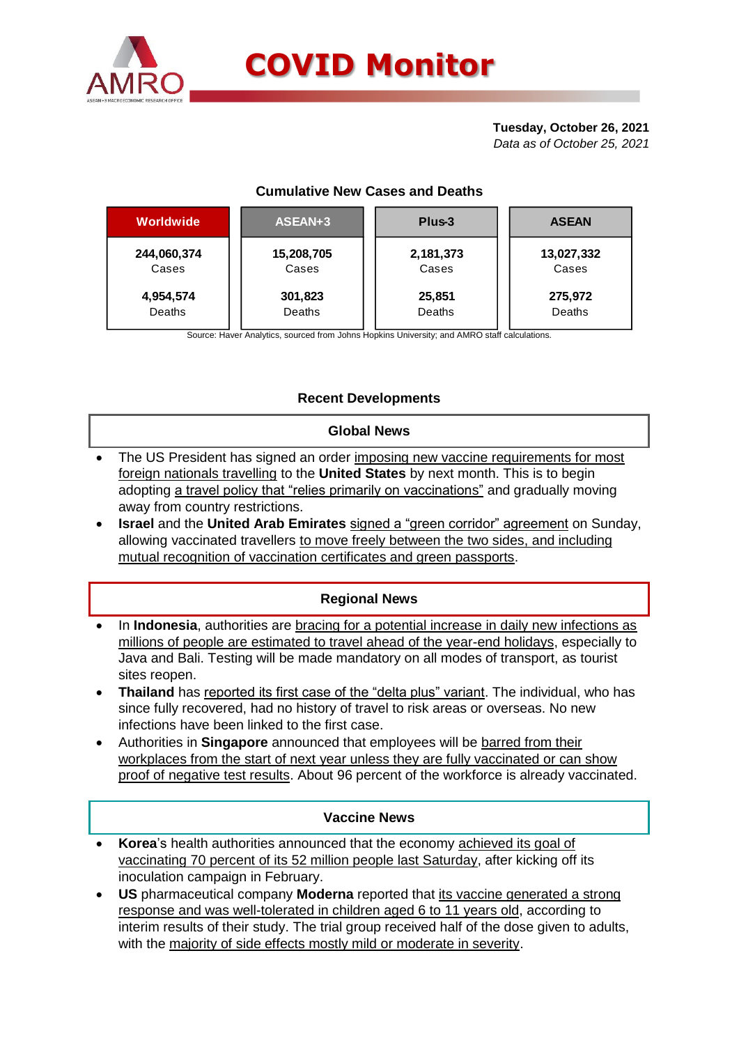# COVID Monitor

**Tuesday, October 26, 2021**
*Data as of October 25, 2021*

### Cumulative New Cases and Deaths

| Worldwide | ASEAN+3 | Plus-3 | ASEAN |
|---|---|---|---|
| **244,060,374** Cases | **15,208,705** Cases | **2,181,373** Cases | **13,027,332** Cases |
| **4,954,574** Deaths | **301,823** Deaths | **25,851** Deaths | **275,972** Deaths |

Source: Haver Analytics, sourced from Johns Hopkins University; and AMRO staff calculations.

## Recent Developments

### Global News

- The US President has signed an order imposing new vaccine requirements for most foreign nationals travelling to the **United States** by next month. This is to begin adopting a travel policy that "relies primarily on vaccinations" and gradually moving away from country restrictions.
- **Israel** and the **United Arab Emirates** signed a "green corridor" agreement on Sunday, allowing vaccinated travellers to move freely between the two sides, and including mutual recognition of vaccination certificates and green passports.

### Regional News

- In **Indonesia**, authorities are bracing for a potential increase in daily new infections as millions of people are estimated to travel ahead of the year-end holidays, especially to Java and Bali. Testing will be made mandatory on all modes of transport, as tourist sites reopen.
- **Thailand** has reported its first case of the "delta plus" variant. The individual, who has since fully recovered, had no history of travel to risk areas or overseas. No new infections have been linked to the first case.
- Authorities in **Singapore** announced that employees will be barred from their workplaces from the start of next year unless they are fully vaccinated or can show proof of negative test results. About 96 percent of the workforce is already vaccinated.

### Vaccine News

- **Korea**'s health authorities announced that the economy achieved its goal of vaccinating 70 percent of its 52 million people last Saturday, after kicking off its inoculation campaign in February.
- **US** pharmaceutical company **Moderna** reported that its vaccine generated a strong response and was well-tolerated in children aged 6 to 11 years old, according to interim results of their study. The trial group received half of the dose given to adults, with the majority of side effects mostly mild or moderate in severity.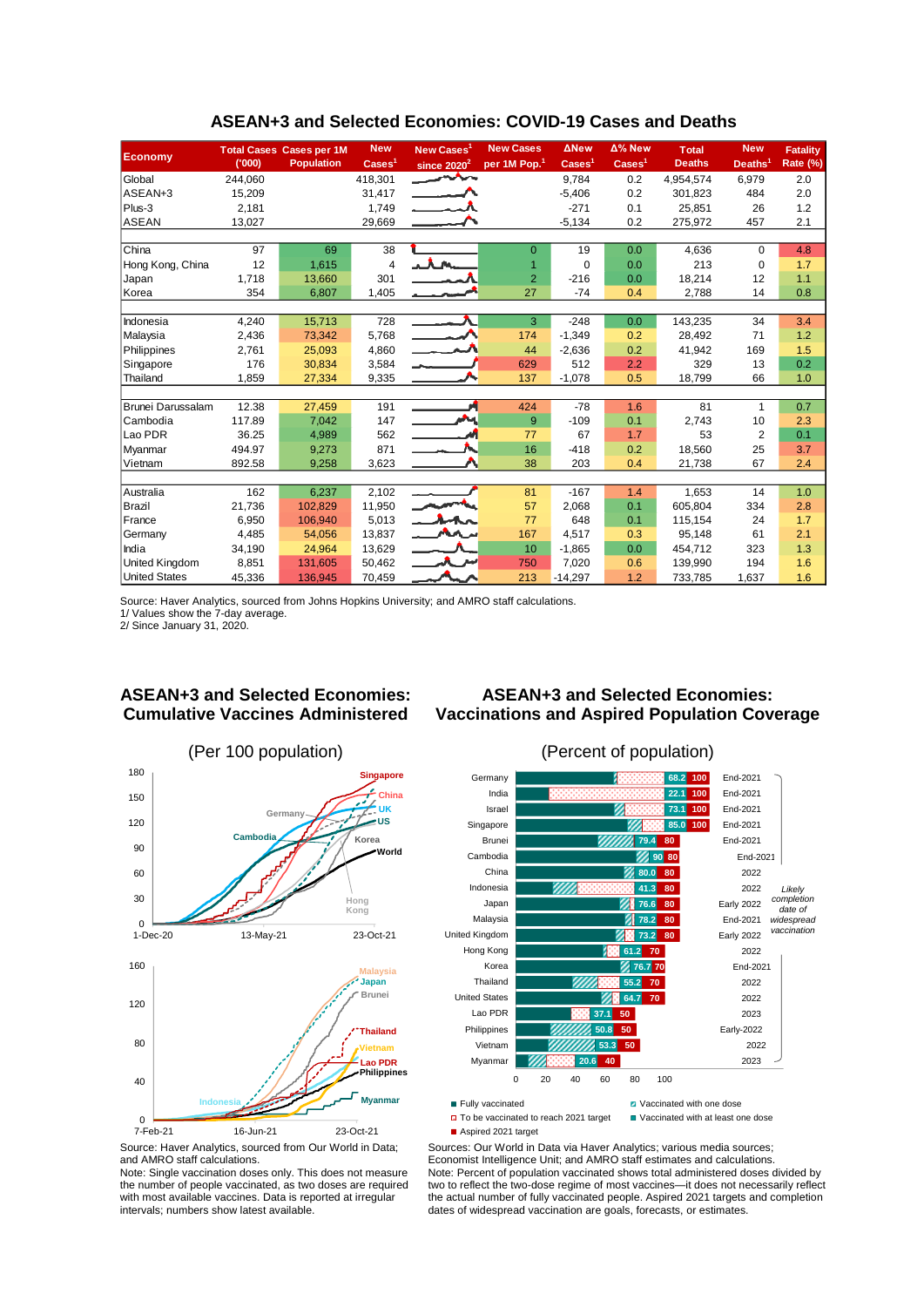## ASEAN+3 and Selected Economies: COVID-19 Cases and Deaths

| Economy | Total Cases ('000) | Cases per 1M Population | New Cases[1] | New Cases[1] since 2020[2] | New Cases per 1M Pop.[1] | ΔNew Cases[1] | Δ% New Cases[1] | Total Deaths | New Deaths[1] | Fatality Rate (%) |
|---|---|---|---|---|---|---|---|---|---|---|
| Global | 244,060 | | 418,301 | | | 9,784 | 0.2 | 4,954,574 | 6,979 | 2.0 |
| ASEAN+3 | 15,209 | | 31,417 | | | -5,406 | 0.2 | 301,823 | 484 | 2.0 |
| Plus-3 | 2,181 | | 1,749 | | | -271 | 0.1 | 25,851 | 26 | 1.2 |
| ASEAN | 13,027 | | 29,669 | | | -5,134 | 0.2 | 275,972 | 457 | 2.1 |
| | | | | | | | | | | |
| China | 97 | 69 | 38 | | 0 | 19 | 0.0 | 4,636 | 0 | 4.8 |
| Hong Kong, China | 12 | 1,615 | 4 | | 1 | 0 | 0.0 | 213 | 0 | 1.7 |
| Japan | 1,718 | 13,660 | 301 | | 2 | -216 | 0.0 | 18,214 | 12 | 1.1 |
| Korea | 354 | 6,807 | 1,405 | | 27 | -74 | 0.4 | 2,788 | 14 | 0.8 |
| | | | | | | | | | | |
| Indonesia | 4,240 | 15,713 | 728 | | 3 | -248 | 0.0 | 143,235 | 34 | 3.4 |
| Malaysia | 2,436 | 73,342 | 5,768 | | 174 | -1,349 | 0.2 | 28,492 | 71 | 1.2 |
| Philippines | 2,761 | 25,093 | 4,860 | | 44 | -2,636 | 0.2 | 41,942 | 169 | 1.5 |
| Singapore | 176 | 30,834 | 3,584 | | 629 | 512 | 2.2 | 329 | 13 | 0.2 |
| Thailand | 1,859 | 27,334 | 9,335 | | 137 | -1,078 | 0.5 | 18,799 | 66 | 1.0 |
| | | | | | | | | | | |
| Brunei Darussalam | 12.38 | 27,459 | 191 | | 424 | -78 | 1.6 | 81 | 1 | 0.7 |
| Cambodia | 117.89 | 7,042 | 147 | | 9 | -109 | 0.1 | 2,743 | 10 | 2.3 |
| Lao PDR | 36.25 | 4,989 | 562 | | 77 | 67 | 1.7 | 53 | 2 | 0.1 |
| Myanmar | 494.97 | 9,273 | 871 | | 16 | -418 | 0.2 | 18,560 | 25 | 3.7 |
| Vietnam | 892.58 | 9,258 | 3,623 | | 38 | 203 | 0.4 | 21,738 | 67 | 2.4 |
| | | | | | | | | | | |
| Australia | 162 | 6,237 | 2,102 | | 81 | -167 | 1.4 | 1,653 | 14 | 1.0 |
| Brazil | 21,736 | 102,829 | 11,950 | | 57 | 2,068 | 0.1 | 605,804 | 334 | 2.8 |
| France | 6,950 | 106,940 | 5,013 | | 77 | 648 | 0.1 | 115,154 | 24 | 1.7 |
| Germany | 4,485 | 54,056 | 13,837 | | 167 | 4,517 | 0.3 | 95,148 | 61 | 2.1 |
| India | 34,190 | 24,964 | 13,629 | | 10 | -1,865 | 0.0 | 454,712 | 323 | 1.3 |
| United Kingdom | 8,851 | 131,605 | 50,462 | | 750 | 7,020 | 0.6 | 139,990 | 194 | 1.6 |
| United States | 45,336 | 136,945 | 70,459 | | 213 | -14,297 | 1.2 | 733,785 | 1,637 | 1.6 |

Source: Haver Analytics, sourced from Johns Hopkins University; and AMRO staff calculations.
1/ Values show the 7-day average.
2/ Since January 31, 2020.

## ASEAN+3 and Selected Economies: Cumulative Vaccines Administered

(Per 100 population)

180, 150, 120, 90, 60, 30, 0
1-Dec-20, 13-May-21, 23-Oct-21
Singapore, China, UK, US, Germany, Cambodia, Korea, World, Hong Kong

160, 120, 80, 40, 0
7-Feb-21, 16-Jun-21, 23-Oct-21
Malaysia, Japan, Brunei, Thailand, Vietnam, Lao PDR, Philippines, Indonesia, Myanmar

Source: Haver Analytics, sourced from Our World in Data; and AMRO staff calculations.
Note: Single vaccination doses only. This does not measure the number of people vaccinated, as two doses are required with most available vaccines. Data is reported at irregular intervals; numbers show latest available.

## ASEAN+3 and Selected Economies: Vaccinations and Aspired Population Coverage

(Percent of population)

Germany 68.2 100 End-2021
India 22.1 100 End-2021
Israel 73.1 100 End-2021
Singapore 85.0 100 End-2021
Brunei 79.4 80 End-2021
Cambodia 90 80 End-2021
China 80.0 80 2022
Indonesia 41.3 80 2022
Japan 76.6 80 Early 2022
Malaysia 78.2 80 End-2021
United Kingdom 73.2 80 Early 2022
Hong Kong 61.2 70 2022
Korea 76.7 70 End-2021
Thailand 55.2 70 2022
United States 64.7 70 2022
Lao PDR 37.1 50 2023
Philippines 50.8 50 Early-2022
Vietnam 53.3 50 2022
Myanmar 20.6 40 2023

*Likely completion date of widespread vaccination*

0, 20, 40, 60, 80, 100

Fully vaccinated
Vaccinated with one dose
To be vaccinated to reach 2021 target
Vaccinated with at least one dose
Aspired 2021 target

Sources: Our World in Data via Haver Analytics; various media sources; Economist Intelligence Unit; and AMRO staff estimates and calculations.
Note: Percent of population vaccinated shows total administered doses divided by two to reflect the two-dose regime of most vaccines—it does not necessarily reflect the actual number of fully vaccinated people. Aspired 2021 targets and completion dates of widespread vaccination are goals, forecasts, or estimates.